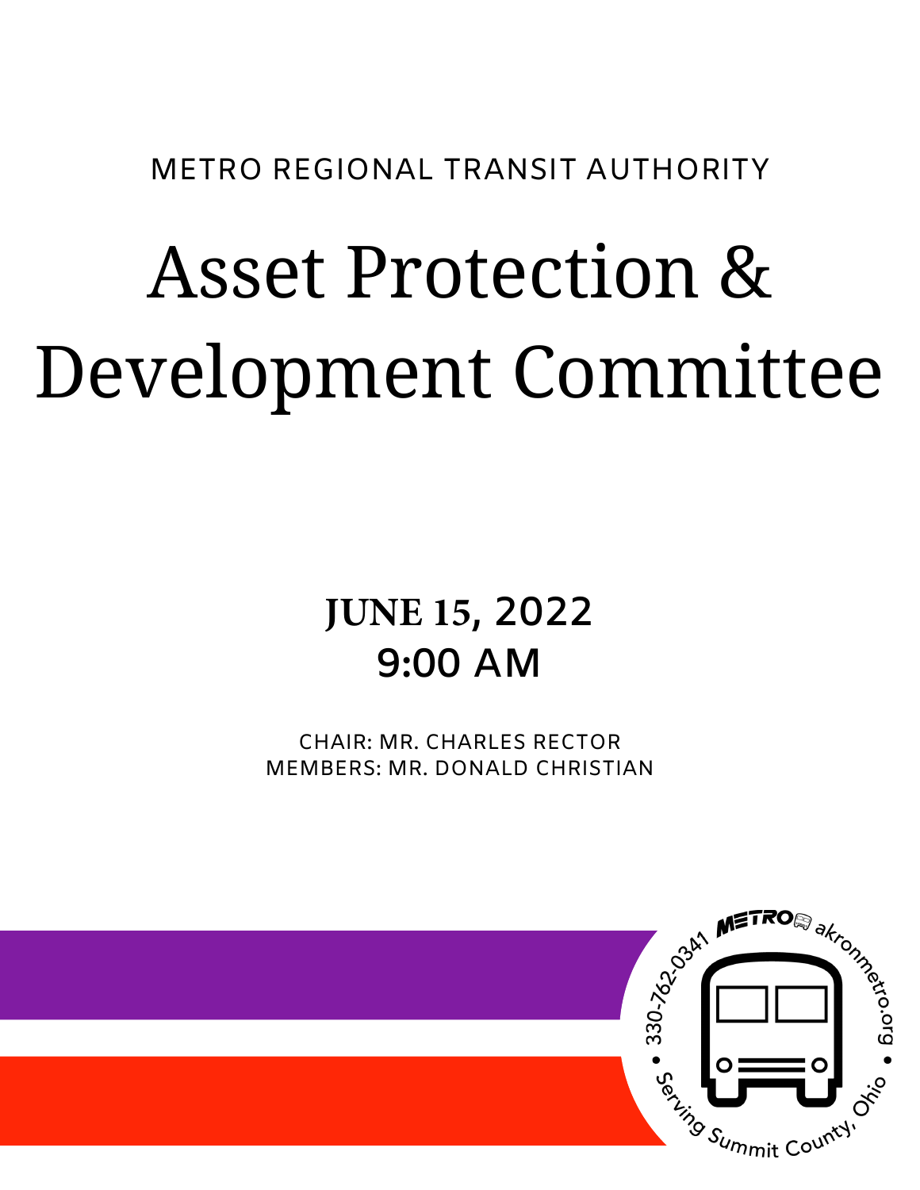METRO REGIONAL TRANSIT AUTHORITY

# Asset Protection & Development Committee

## JUNE 15, 2022
## 9:00 AM

CHAIR: MR. CHARLES RECTOR
MEMBERS: MR. DONALD CHRISTIAN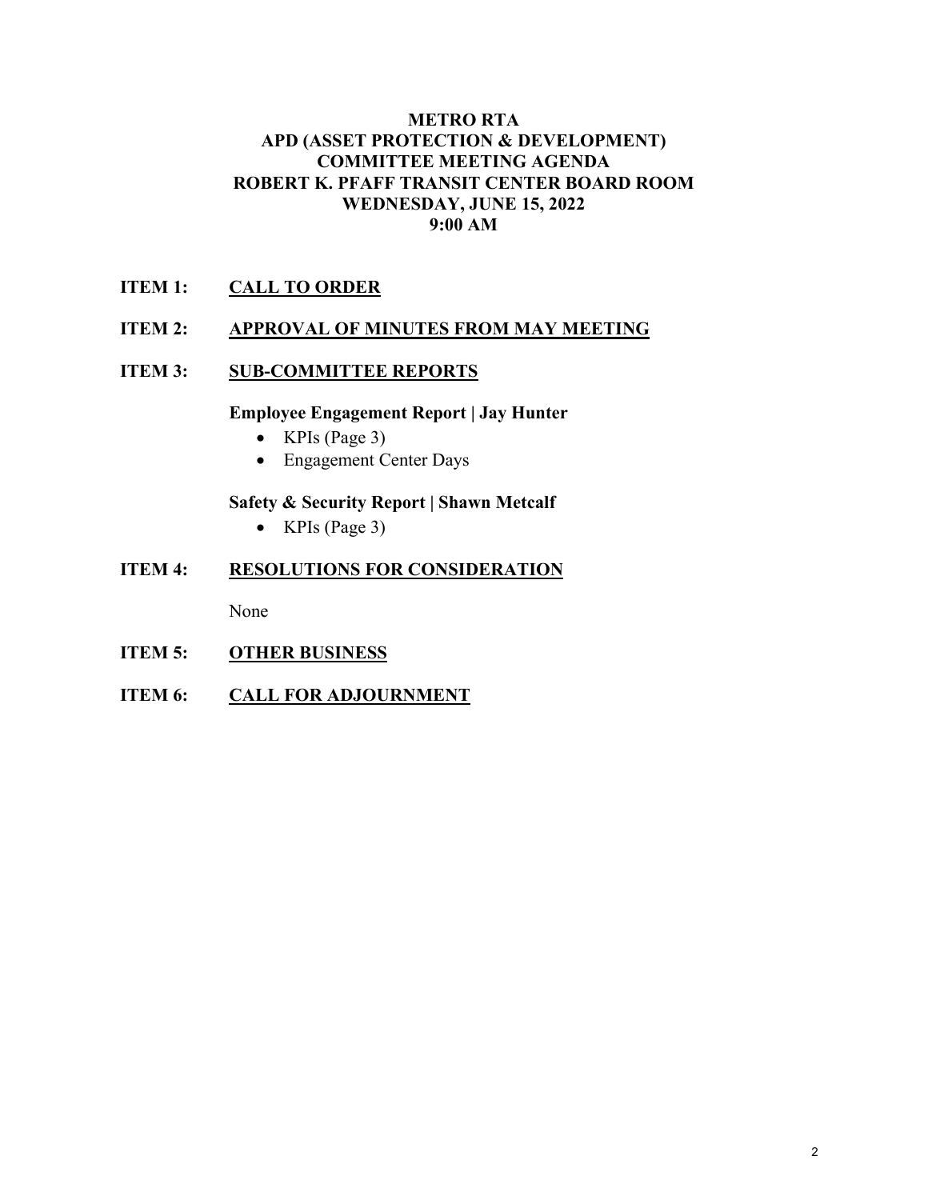# METRO RTA
## APD (ASSET PROTECTION & DEVELOPMENT)
## COMMITTEE MEETING AGENDA
## ROBERT K. PFAFF TRANSIT CENTER BOARD ROOM
## WEDNESDAY, JUNE 15, 2022
## 9:00 AM

**ITEM 1:** **CALL TO ORDER**

**ITEM 2:** **APPROVAL OF MINUTES FROM MAY MEETING**

**ITEM 3:** **SUB-COMMITTEE REPORTS**

**Employee Engagement Report | Jay Hunter**

- KPIs (Page 3)
- Engagement Center Days

**Safety & Security Report | Shawn Metcalf**

- KPIs (Page 3)

**ITEM 4:** **RESOLUTIONS FOR CONSIDERATION**

None

**ITEM 5:** **OTHER BUSINESS**

**ITEM 6:** **CALL FOR ADJOURNMENT**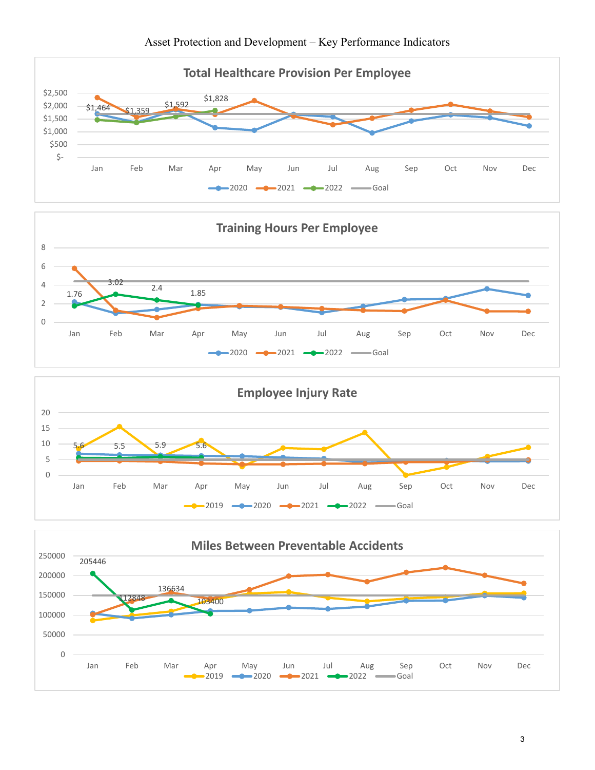Asset Protection and Development – Key Performance Indicators

## Total Healthcare Provision Per Employee

$2,500
$2,000
$1,500
$1,000
$500
$-

$1,464 $1,359 $1,592 $1,828

Jan Feb Mar Apr May Jun Jul Aug Sep Oct Nov Dec

2020 2021 2022 Goal

## Training Hours Per Employee

8
6
4
2
0

1.76 3.02 2.4 1.85

Jan Feb Mar Apr May Jun Jul Aug Sep Oct Nov Dec

2020 2021 2022 Goal

## Employee Injury Rate

20
15
10
5
0

5.6 5.5 5.9 5.6

Jan Feb Mar Apr May Jun Jul Aug Sep Oct Nov Dec

2019 2020 2021 2022 Goal

## Miles Between Preventable Accidents

250000
200000
150000
100000
50000
0

205446 112848 136634 103400

Jan Feb Mar Apr May Jun Jul Aug Sep Oct Nov Dec

2019 2020 2021 2022 Goal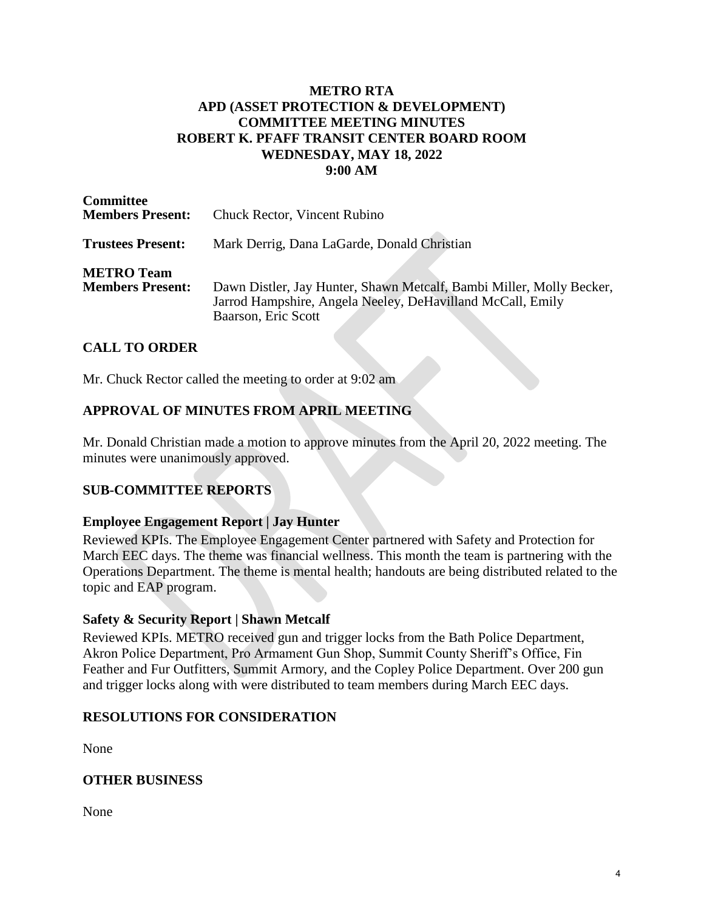**METRO RTA**
**APD (ASSET PROTECTION & DEVELOPMENT)**
**COMMITTEE MEETING MINUTES**
**ROBERT K. PFAFF TRANSIT CENTER BOARD ROOM**
**WEDNESDAY, MAY 18, 2022**
**9:00 AM**

**Committee Members Present:** Chuck Rector, Vincent Rubino

**Trustees Present:** Mark Derrig, Dana LaGarde, Donald Christian

**METRO Team Members Present:** Dawn Distler, Jay Hunter, Shawn Metcalf, Bambi Miller, Molly Becker, Jarrod Hampshire, Angela Neeley, DeHavilland McCall, Emily Baarson, Eric Scott

## CALL TO ORDER

Mr. Chuck Rector called the meeting to order at 9:02 am

## APPROVAL OF MINUTES FROM APRIL MEETING

Mr. Donald Christian made a motion to approve minutes from the April 20, 2022 meeting. The minutes were unanimously approved.

## SUB-COMMITTEE REPORTS

### Employee Engagement Report | Jay Hunter

Reviewed KPIs. The Employee Engagement Center partnered with Safety and Protection for March EEC days. The theme was financial wellness. This month the team is partnering with the Operations Department. The theme is mental health; handouts are being distributed related to the topic and EAP program.

### Safety & Security Report | Shawn Metcalf

Reviewed KPIs. METRO received gun and trigger locks from the Bath Police Department, Akron Police Department, Pro Armament Gun Shop, Summit County Sheriff's Office, Fin Feather and Fur Outfitters, Summit Armory, and the Copley Police Department. Over 200 gun and trigger locks along with were distributed to team members during March EEC days.

## RESOLUTIONS FOR CONSIDERATION

None

## OTHER BUSINESS

None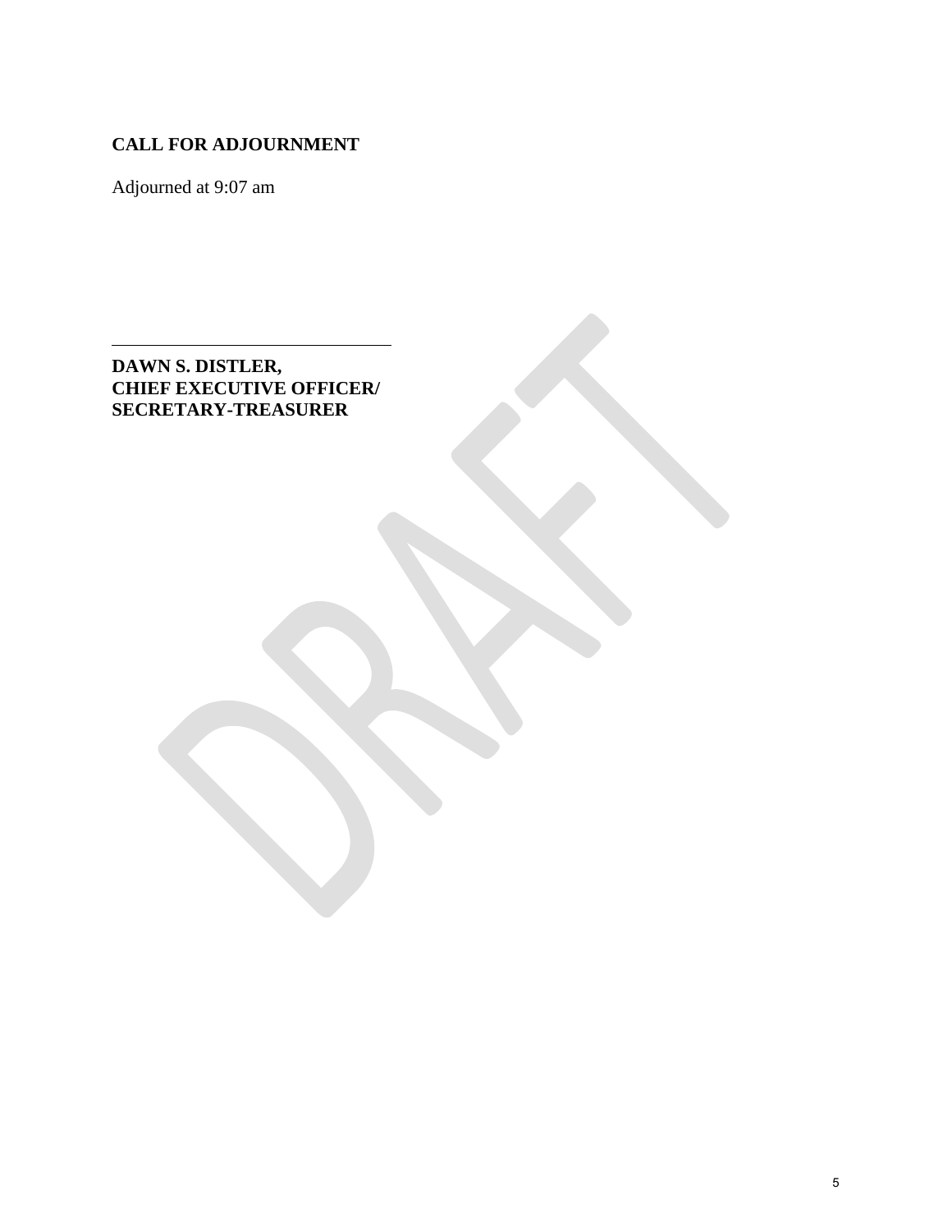**CALL FOR ADJOURNMENT**

Adjourned at 9:07 am

______________________________

**DAWN S. DISTLER,**
**CHIEF EXECUTIVE OFFICER/**
**SECRETARY-TREASURER**